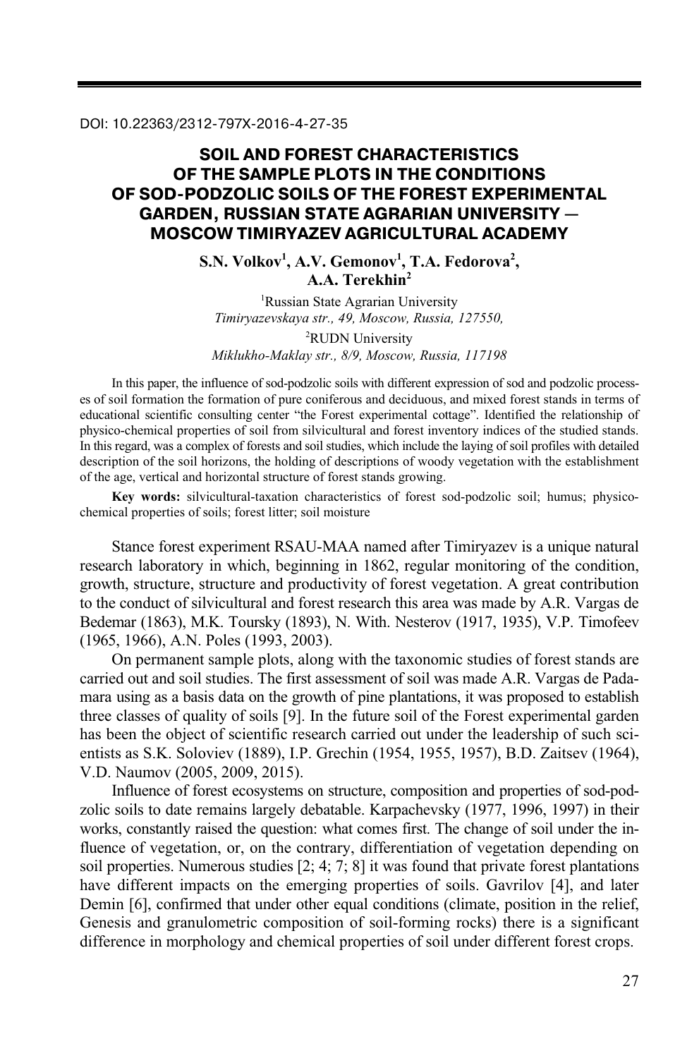DOI: 10.22363/2312-797X-2016-4-27-35

# SOIL AND FOREST CHARACTERISTICS OF THE SAMPLE PLOTS IN THE CONDITIONS OF SOD-PODZOLIC SOILS OF THE FOREST EXPERIMENTAL GARDEN, RUSSIAN STATE AGRARIAN UNIVERSITY — MOSCOW TIMIRYAZEV AGRICULTURAL ACADEMY

**S.N. Volkov[1], A.V. Gemonov[1], T.A. Fedorova[2], A.A. Terekhin[2]**

[1]Russian State Agrarian University
*Timiryazevskaya str., 49, Moscow, Russia, 127550,*

[2]RUDN University
*Miklukho-Maklay str., 8/9, Moscow, Russia, 117198*

In this paper, the influence of sod-podzolic soils with different expression of sod and podzolic processes of soil formation the formation of pure coniferous and deciduous, and mixed forest stands in terms of educational scientific consulting center "the Forest experimental cottage". Identified the relationship of physico-chemical properties of soil from silvicultural and forest inventory indices of the studied stands. In this regard, was a complex of forests and soil studies, which include the laying of soil profiles with detailed description of the soil horizons, the holding of descriptions of woody vegetation with the establishment of the age, vertical and horizontal structure of forest stands growing.

**Key words:** silvicultural-taxation characteristics of forest sod-podzolic soil; humus; physico-chemical properties of soils; forest litter; soil moisture

Stance forest experiment RSAU-MAA named after Timiryazev is a unique natural research laboratory in which, beginning in 1862, regular monitoring of the condition, growth, structure, structure and productivity of forest vegetation. A great contribution to the conduct of silvicultural and forest research this area was made by A.R. Vargas de Bedemar (1863), M.K. Toursky (1893), N. With. Nesterov (1917, 1935), V.P. Timofeev (1965, 1966), A.N. Poles (1993, 2003).

On permanent sample plots, along with the taxonomic studies of forest stands are carried out and soil studies. The first assessment of soil was made A.R. Vargas de Padamara using as a basis data on the growth of pine plantations, it was proposed to establish three classes of quality of soils [9]. In the future soil of the Forest experimental garden has been the object of scientific research carried out under the leadership of such scientists as S.K. Soloviev (1889), I.P. Grechin (1954, 1955, 1957), B.D. Zaitsev (1964), V.D. Naumov (2005, 2009, 2015).

Influence of forest ecosystems on structure, composition and properties of sod-podzolic soils to date remains largely debatable. Karpachevsky (1977, 1996, 1997) in their works, constantly raised the question: what comes first. The change of soil under the influence of vegetation, or, on the contrary, differentiation of vegetation depending on soil properties. Numerous studies [2; 4; 7; 8] it was found that private forest plantations have different impacts on the emerging properties of soils. Gavrilov [4], and later Demin [6], confirmed that under other equal conditions (climate, position in the relief, Genesis and granulometric composition of soil-forming rocks) there is a significant difference in morphology and chemical properties of soil under different forest crops.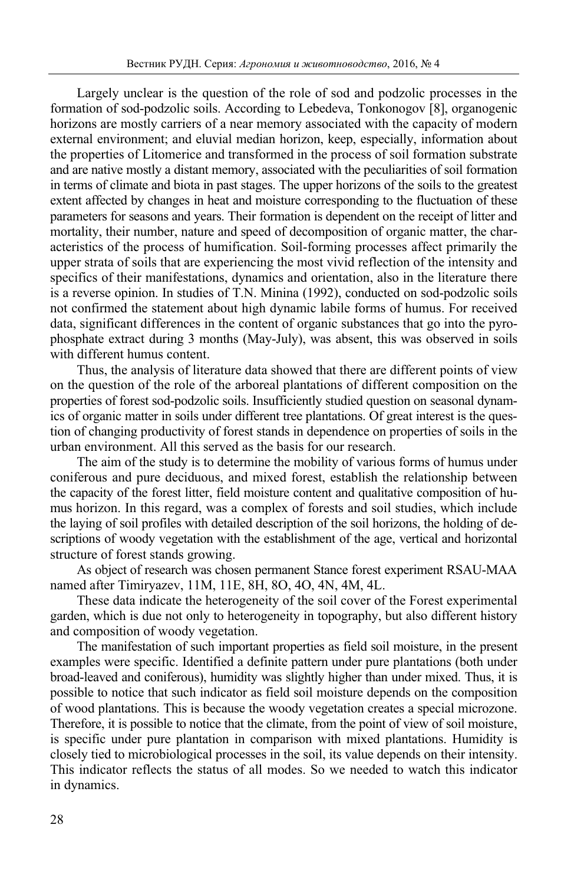Largely unclear is the question of the role of sod and podzolic processes in the formation of sod-podzolic soils. According to Lebedeva, Tonkonogov [8], organogenic horizons are mostly carriers of a near memory associated with the capacity of modern external environment; and eluvial median horizon, keep, especially, information about the properties of Litomerice and transformed in the process of soil formation substrate and are native mostly a distant memory, associated with the peculiarities of soil formation in terms of climate and biota in past stages. The upper horizons of the soils to the greatest extent affected by changes in heat and moisture corresponding to the fluctuation of these parameters for seasons and years. Their formation is dependent on the receipt of litter and mortality, their number, nature and speed of decomposition of organic matter, the characteristics of the process of humification. Soil-forming processes affect primarily the upper strata of soils that are experiencing the most vivid reflection of the intensity and specifics of their manifestations, dynamics and orientation, also in the literature there is a reverse opinion. In studies of T.N. Minina (1992), conducted on sod-podzolic soils not confirmed the statement about high dynamic labile forms of humus. For received data, significant differences in the content of organic substances that go into the pyrophosphate extract during 3 months (May-July), was absent, this was observed in soils with different humus content.

Thus, the analysis of literature data showed that there are different points of view on the question of the role of the arboreal plantations of different composition on the properties of forest sod-podzolic soils. Insufficiently studied question on seasonal dynamics of organic matter in soils under different tree plantations. Of great interest is the question of changing productivity of forest stands in dependence on properties of soils in the urban environment. All this served as the basis for our research.

The aim of the study is to determine the mobility of various forms of humus under coniferous and pure deciduous, and mixed forest, establish the relationship between the capacity of the forest litter, field moisture content and qualitative composition of humus horizon. In this regard, was a complex of forests and soil studies, which include the laying of soil profiles with detailed description of the soil horizons, the holding of descriptions of woody vegetation with the establishment of the age, vertical and horizontal structure of forest stands growing.

As object of research was chosen permanent Stance forest experiment RSAU-MAA named after Timiryazev, 11M, 11E, 8H, 8O, 4O, 4N, 4M, 4L.

These data indicate the heterogeneity of the soil cover of the Forest experimental garden, which is due not only to heterogeneity in topography, but also different history and composition of woody vegetation.

The manifestation of such important properties as field soil moisture, in the present examples were specific. Identified a definite pattern under pure plantations (both under broad-leaved and coniferous), humidity was slightly higher than under mixed. Thus, it is possible to notice that such indicator as field soil moisture depends on the composition of wood plantations. This is because the woody vegetation creates a special microzone. Therefore, it is possible to notice that the climate, from the point of view of soil moisture, is specific under pure plantation in comparison with mixed plantations. Humidity is closely tied to microbiological processes in the soil, its value depends on their intensity. This indicator reflects the status of all modes. So we needed to watch this indicator in dynamics.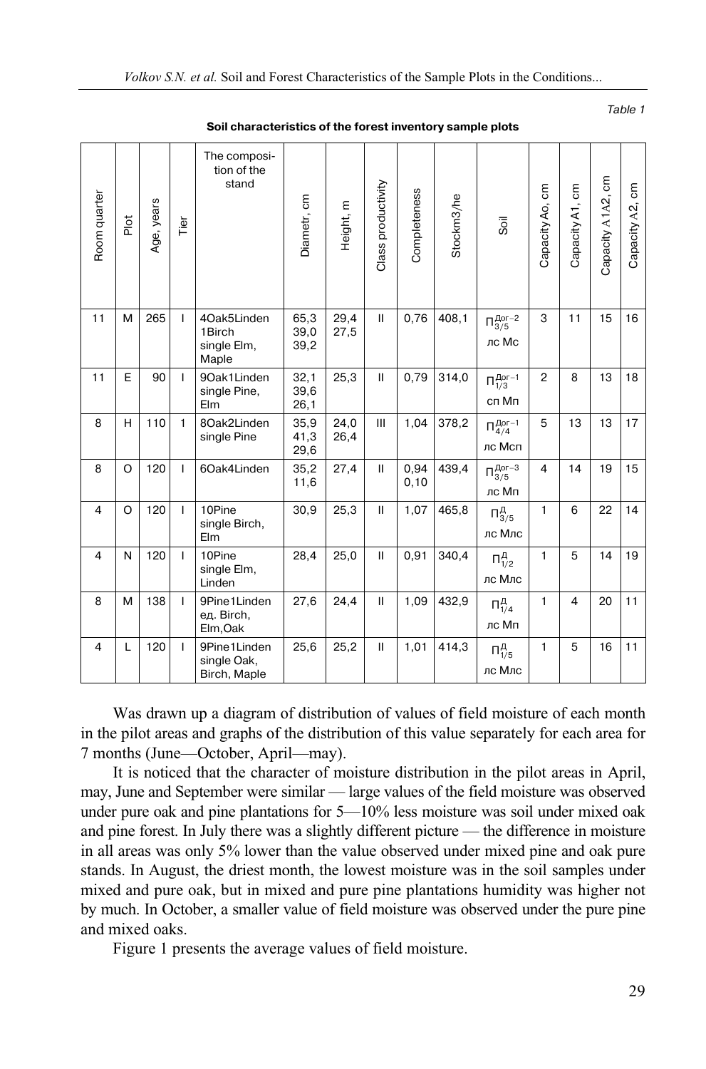Table 1

**Soil characteristics of the forest inventory sample plots**

| Room quarter | Plot | Age, years | Tier | The composition of the stand | Diametr, cm | Height, m | Class productivity | Completeness | Stockm3/he | Soil | Capacity Ao, cm | Capacity A1, cm | Capacity A1A2, cm | Capacity A2, cm |
|---|---|---|---|---|---|---|---|---|---|---|---|---|---|---|
| 11 | M | 265 | I | 4Oak5Linden 1Birch single Elm, Maple | 65,3 39,0 39,2 | 29,4 27,5 | II | 0,76 | 408,1 | $П^{Дог-2}_{3/5}$ лс Мс | 3 | 11 | 15 | 16 |
| 11 | E | 90 | I | 9Oak1Linden single Pine, Elm | 32,1 39,6 26,1 | 25,3 | II | 0,79 | 314,0 | $П^{Дог-1}_{1/3}$ сп Мп | 2 | 8 | 13 | 18 |
| 8 | H | 110 | 1 | 8Oak2Linden single Pine | 35,9 41,3 29,6 | 24,0 26,4 | III | 1,04 | 378,2 | $П^{Дог-1}_{4/4}$ лс Мсп | 5 | 13 | 13 | 17 |
| 8 | O | 120 | I | 6Oak4Linden | 35,2 11,6 | 27,4 | II | 0,94 0,10 | 439,4 | $П^{Дог-3}_{3/5}$ лс Мп | 4 | 14 | 19 | 15 |
| 4 | O | 120 | I | 10Pine single Birch, Elm | 30,9 | 25,3 | II | 1,07 | 465,8 | $П^{Д}_{3/5}$ лс Млс | 1 | 6 | 22 | 14 |
| 4 | N | 120 | I | 10Pine single Elm, Linden | 28,4 | 25,0 | II | 0,91 | 340,4 | $П^{Д}_{1/2}$ лс Млс | 1 | 5 | 14 | 19 |
| 8 | M | 138 | I | 9Pine1Linden ед. Birch, Elm,Oak | 27,6 | 24,4 | II | 1,09 | 432,9 | $П^{Д}_{1/4}$ лс Мп | 1 | 4 | 20 | 11 |
| 4 | L | 120 | I | 9Pine1Linden single Oak, Birch, Maple | 25,6 | 25,2 | II | 1,01 | 414,3 | $П^{Д}_{1/5}$ лс Млс | 1 | 5 | 16 | 11 |

Was drawn up a diagram of distribution of values of field moisture of each month in the pilot areas and graphs of the distribution of this value separately for each area for 7 months (June—October, April—may).

It is noticed that the character of moisture distribution in the pilot areas in April, may, June and September were similar — large values of the field moisture was observed under pure oak and pine plantations for 5—10% less moisture was soil under mixed oak and pine forest. In July there was a slightly different picture — the difference in moisture in all areas was only 5% lower than the value observed under mixed pine and oak pure stands. In August, the driest month, the lowest moisture was in the soil samples under mixed and pure oak, but in mixed and pure pine plantations humidity was higher not by much. In October, a smaller value of field moisture was observed under the pure pine and mixed oaks.

Figure 1 presents the average values of field moisture.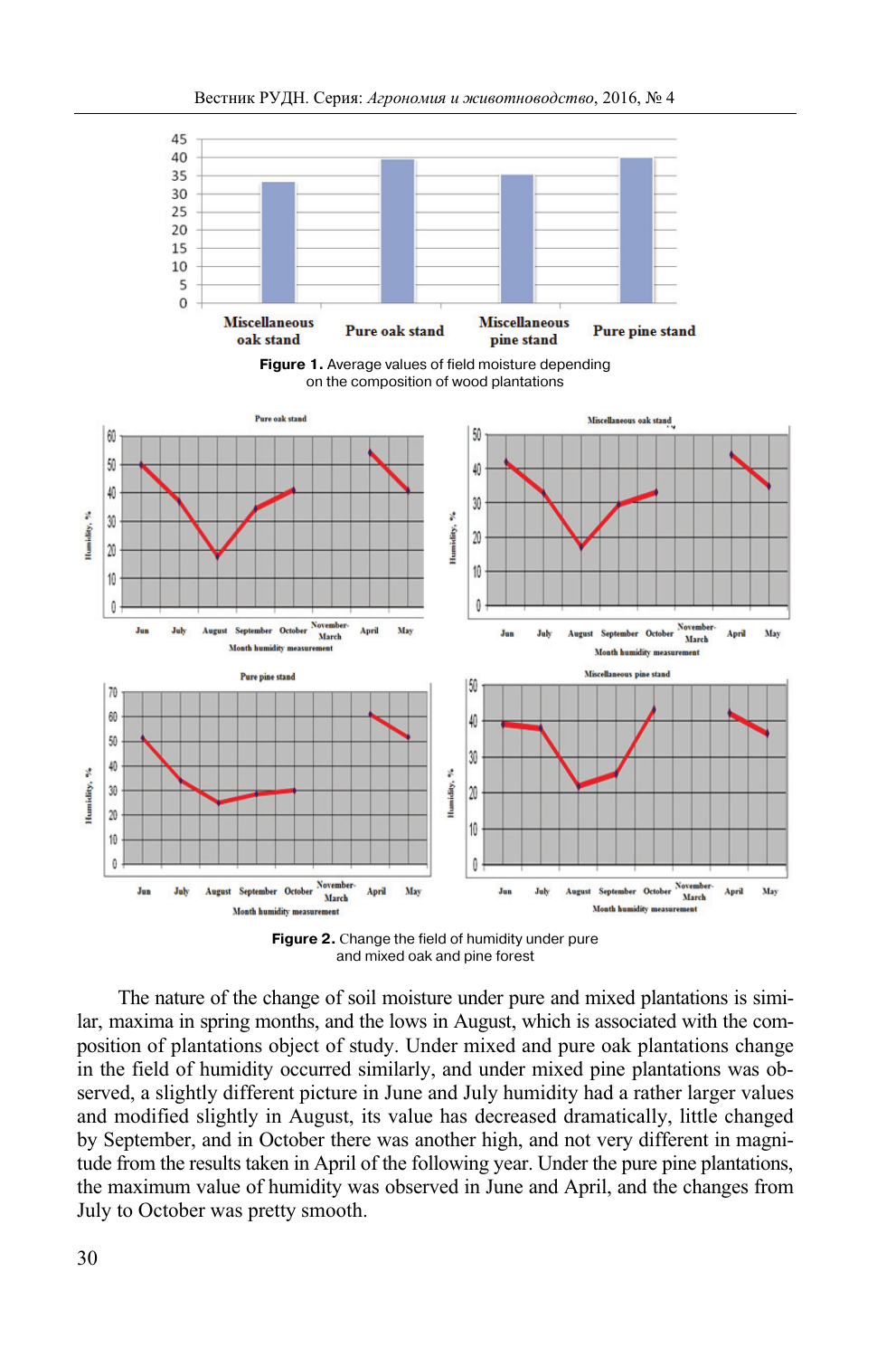**Figure 1.** Average values of field moisture depending on the composition of wood plantations

**Figure 2.** Change the field of humidity under pure and mixed oak and pine forest

The nature of the change of soil moisture under pure and mixed plantations is similar, maxima in spring months, and the lows in August, which is associated with the composition of plantations object of study. Under mixed and pure oak plantations change in the field of humidity occurred similarly, and under mixed pine plantations was observed, a slightly different picture in June and July humidity had a rather larger values and modified slightly in August, its value has decreased dramatically, little changed by September, and in October there was another high, and not very different in magnitude from the results taken in April of the following year. Under the pure pine plantations, the maximum value of humidity was observed in June and April, and the changes from July to October was pretty smooth.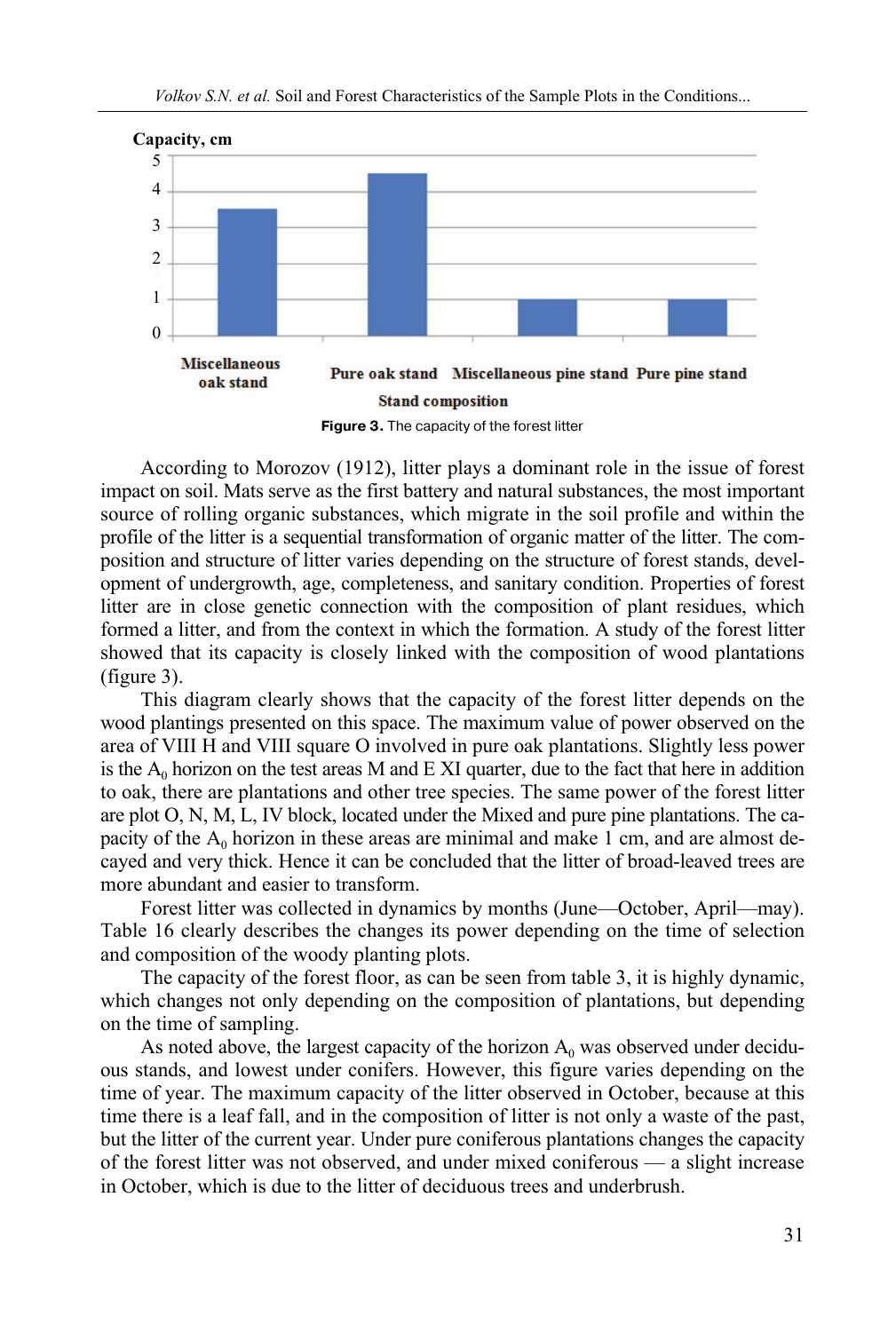Capacity, cm

| Stand composition | Capacity, cm |
|---|---|
| Miscellaneous oak stand | 3.5 |
| Pure oak stand | 4.5 |
| Miscellaneous pine stand | 1 |
| Pure pine stand | 1 |

**Figure 3.** The capacity of the forest litter

According to Morozov (1912), litter plays a dominant role in the issue of forest impact on soil. Mats serve as the first battery and natural substances, the most important source of rolling organic substances, which migrate in the soil profile and within the profile of the litter is a sequential transformation of organic matter of the litter. The composition and structure of litter varies depending on the structure of forest stands, development of undergrowth, age, completeness, and sanitary condition. Properties of forest litter are in close genetic connection with the composition of plant residues, which formed a litter, and from the context in which the formation. A study of the forest litter showed that its capacity is closely linked with the composition of wood plantations (figure 3).

This diagram clearly shows that the capacity of the forest litter depends on the wood plantings presented on this space. The maximum value of power observed on the area of VIII H and VIII square O involved in pure oak plantations. Slightly less power is the $A_0$ horizon on the test areas M and E XI quarter, due to the fact that here in addition to oak, there are plantations and other tree species. The same power of the forest litter are plot O, N, M, L, IV block, located under the Mixed and pure pine plantations. The capacity of the $A_0$ horizon in these areas are minimal and make 1 cm, and are almost decayed and very thick. Hence it can be concluded that the litter of broad-leaved trees are more abundant and easier to transform.

Forest litter was collected in dynamics by months (June—October, April—may). Table 16 clearly describes the changes its power depending on the time of selection and composition of the woody planting plots.

The capacity of the forest floor, as can be seen from table 3, it is highly dynamic, which changes not only depending on the composition of plantations, but depending on the time of sampling.

As noted above, the largest capacity of the horizon $A_0$ was observed under deciduous stands, and lowest under conifers. However, this figure varies depending on the time of year. The maximum capacity of the litter observed in October, because at this time there is a leaf fall, and in the composition of litter is not only a waste of the past, but the litter of the current year. Under pure coniferous plantations changes the capacity of the forest litter was not observed, and under mixed coniferous — a slight increase in October, which is due to the litter of deciduous trees and underbrush.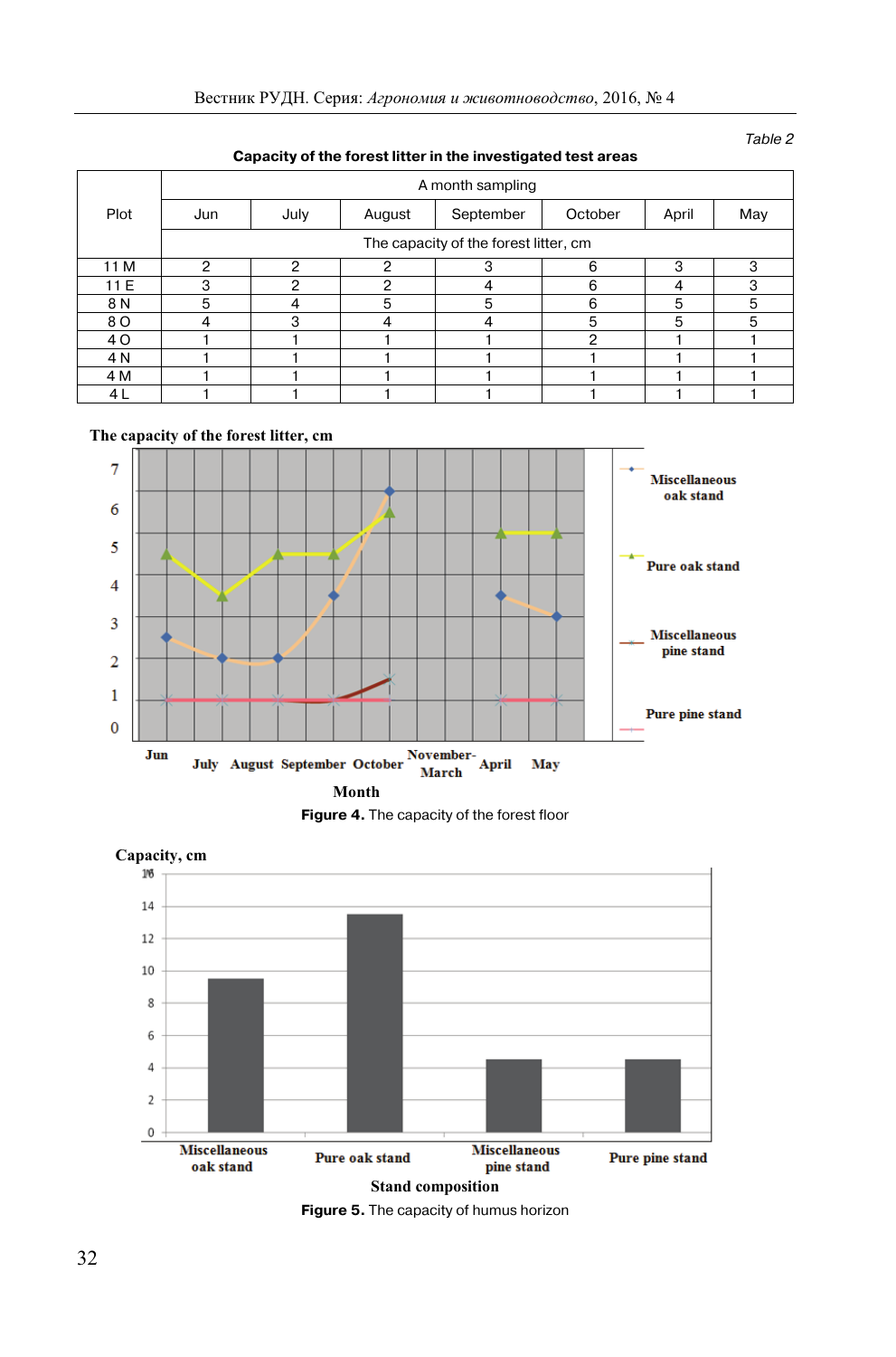*Table 2*

**Capacity of the forest litter in the investigated test areas**

| Plot | A month sampling | | | | | | |
|---|---|---|---|---|---|---|---|
| | Jun | July | August | September | October | April | May |
| | The capacity of the forest litter, cm | | | | | | |
| 11 M | 2 | 2 | 2 | 3 | 6 | 3 | 3 |
| 11 E | 3 | 2 | 2 | 4 | 6 | 4 | 3 |
| 8 N | 5 | 4 | 5 | 5 | 6 | 5 | 5 |
| 8 O | 4 | 3 | 4 | 4 | 5 | 5 | 5 |
| 4 O | 1 | 1 | 1 | 1 | 2 | 1 | 1 |
| 4 N | 1 | 1 | 1 | 1 | 1 | 1 | 1 |
| 4 M | 1 | 1 | 1 | 1 | 1 | 1 | 1 |
| 4 L | 1 | 1 | 1 | 1 | 1 | 1 | 1 |

**Figure 4.** The capacity of the forest floor

**Figure 5.** The capacity of humus horizon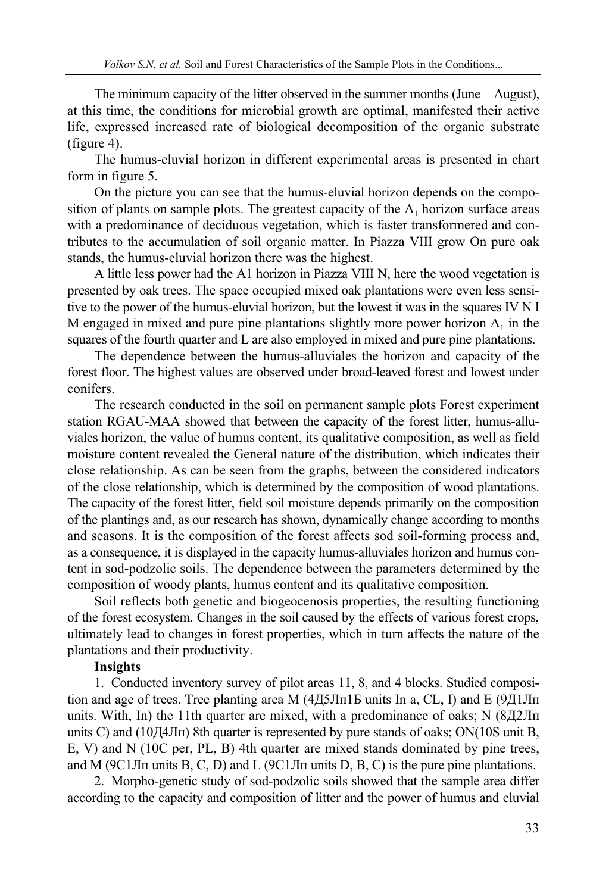The minimum capacity of the litter observed in the summer months (June—August), at this time, the conditions for microbial growth are optimal, manifested their active life, expressed increased rate of biological decomposition of the organic substrate (figure 4).

The humus-eluvial horizon in different experimental areas is presented in chart form in figure 5.

On the picture you can see that the humus-eluvial horizon depends on the composition of plants on sample plots. The greatest capacity of the $A_1$ horizon surface areas with a predominance of deciduous vegetation, which is faster transformered and contributes to the accumulation of soil organic matter. In Piazza VIII grow On pure oak stands, the humus-eluvial horizon there was the highest.

A little less power had the A1 horizon in Piazza VIII N, here the wood vegetation is presented by oak trees. The space occupied mixed oak plantations were even less sensitive to the power of the humus-eluvial horizon, but the lowest it was in the squares IV N I M engaged in mixed and pure pine plantations slightly more power horizon $A_1$ in the squares of the fourth quarter and L are also employed in mixed and pure pine plantations.

The dependence between the humus-alluviales the horizon and capacity of the forest floor. The highest values are observed under broad-leaved forest and lowest under conifers.

The research conducted in the soil on permanent sample plots Forest experiment station RGAU-MAA showed that between the capacity of the forest litter, humus-alluviales horizon, the value of humus content, its qualitative composition, as well as field moisture content revealed the General nature of the distribution, which indicates their close relationship. As can be seen from the graphs, between the considered indicators of the close relationship, which is determined by the composition of wood plantations. The capacity of the forest litter, field soil moisture depends primarily on the composition of the plantings and, as our research has shown, dynamically change according to months and seasons. It is the composition of the forest affects sod soil-forming process and, as a consequence, it is displayed in the capacity humus-alluviales horizon and humus content in sod-podzolic soils. The dependence between the parameters determined by the composition of woody plants, humus content and its qualitative composition.

Soil reflects both genetic and biogeocenosis properties, the resulting functioning of the forest ecosystem. Changes in the soil caused by the effects of various forest crops, ultimately lead to changes in forest properties, which in turn affects the nature of the plantations and their productivity.

**Insights**

1. Conducted inventory survey of pilot areas 11, 8, and 4 blocks. Studied composition and age of trees. Tree planting area M (4Д5Лп1Б units In a, CL, I) and E (9Д1Лп units. With, In) the 11th quarter are mixed, with a predominance of oaks; N (8Д2Лп units C) and (10Д4Лп) 8th quarter is represented by pure stands of oaks; ON(10S unit B, E, V) and N (10C per, PL, B) 4th quarter are mixed stands dominated by pine trees, and M (9С1Лп units B, C, D) and L (9С1Лп units D, B, C) is the pure pine plantations.

2. Morpho-genetic study of sod-podzolic soils showed that the sample area differ according to the capacity and composition of litter and the power of humus and eluvial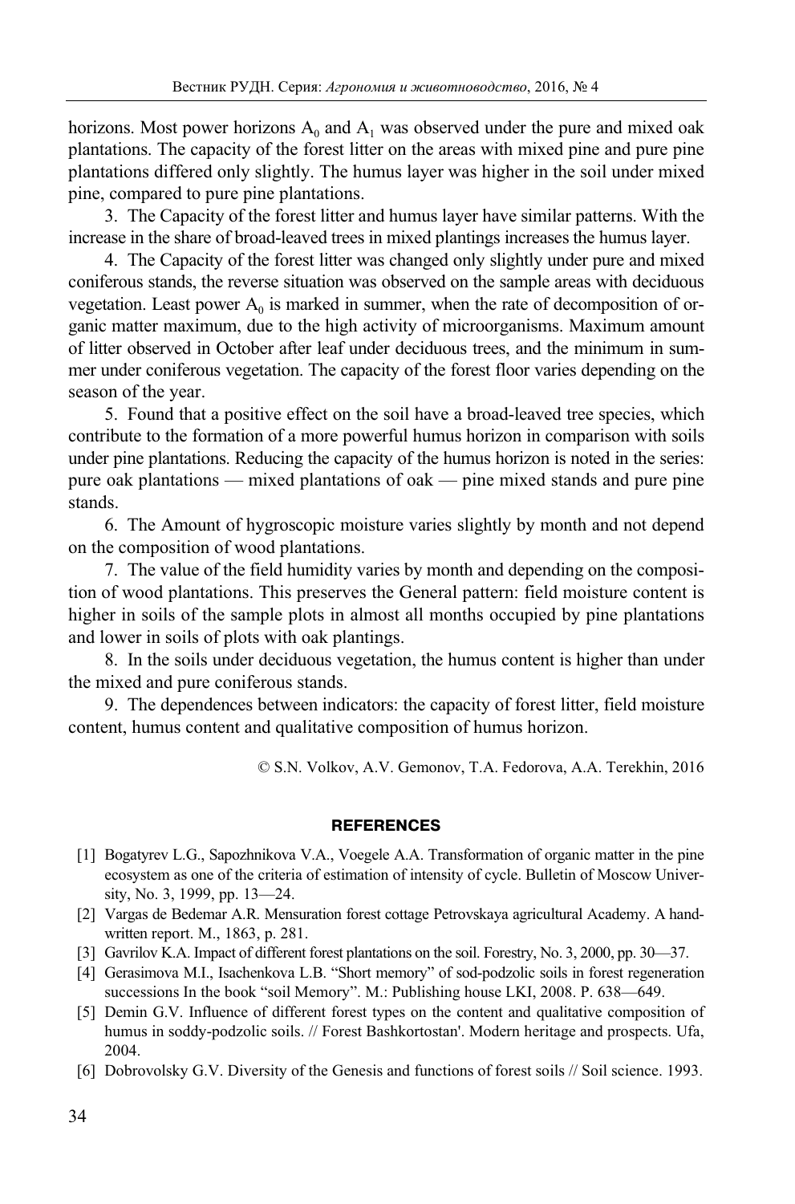horizons. Most power horizons $A_0$ and $A_1$ was observed under the pure and mixed oak plantations. The capacity of the forest litter on the areas with mixed pine and pure pine plantations differed only slightly. The humus layer was higher in the soil under mixed pine, compared to pure pine plantations.

3. The Capacity of the forest litter and humus layer have similar patterns. With the increase in the share of broad-leaved trees in mixed plantings increases the humus layer.

4. The Capacity of the forest litter was changed only slightly under pure and mixed coniferous stands, the reverse situation was observed on the sample areas with deciduous vegetation. Least power $A_0$ is marked in summer, when the rate of decomposition of organic matter maximum, due to the high activity of microorganisms. Maximum amount of litter observed in October after leaf under deciduous trees, and the minimum in summer under coniferous vegetation. The capacity of the forest floor varies depending on the season of the year.

5. Found that a positive effect on the soil have a broad-leaved tree species, which contribute to the formation of a more powerful humus horizon in comparison with soils under pine plantations. Reducing the capacity of the humus horizon is noted in the series: pure oak plantations — mixed plantations of oak — pine mixed stands and pure pine stands.

6. The Amount of hygroscopic moisture varies slightly by month and not depend on the composition of wood plantations.

7. The value of the field humidity varies by month and depending on the composition of wood plantations. This preserves the General pattern: field moisture content is higher in soils of the sample plots in almost all months occupied by pine plantations and lower in soils of plots with oak plantings.

8. In the soils under deciduous vegetation, the humus content is higher than under the mixed and pure coniferous stands.

9. The dependences between indicators: the capacity of forest litter, field moisture content, humus content and qualitative composition of humus horizon.

© S.N. Volkov, A.V. Gemonov, T.A. Fedorova, A.A. Terekhin, 2016

## REFERENCES

[1] Bogatyrev L.G., Sapozhnikova V.A., Voegele A.A. Transformation of organic matter in the pine ecosystem as one of the criteria of estimation of intensity of cycle. Bulletin of Moscow University, No. 3, 1999, pp. 13—24.

[2] Vargas de Bedemar A.R. Mensuration forest cottage Petrovskaya agricultural Academy. A handwritten report. M., 1863, p. 281.

[3] Gavrilov K.A. Impact of different forest plantations on the soil. Forestry, No. 3, 2000, pp. 30—37.

[4] Gerasimova M.I., Isachenkova L.B. "Short memory" of sod-podzolic soils in forest regeneration successions In the book "soil Memory". M.: Publishing house LKI, 2008. P. 638—649.

[5] Demin G.V. Influence of different forest types on the content and qualitative composition of humus in soddy-podzolic soils. // Forest Bashkortostan'. Modern heritage and prospects. Ufa, 2004.

[6] Dobrovolsky G.V. Diversity of the Genesis and functions of forest soils // Soil science. 1993.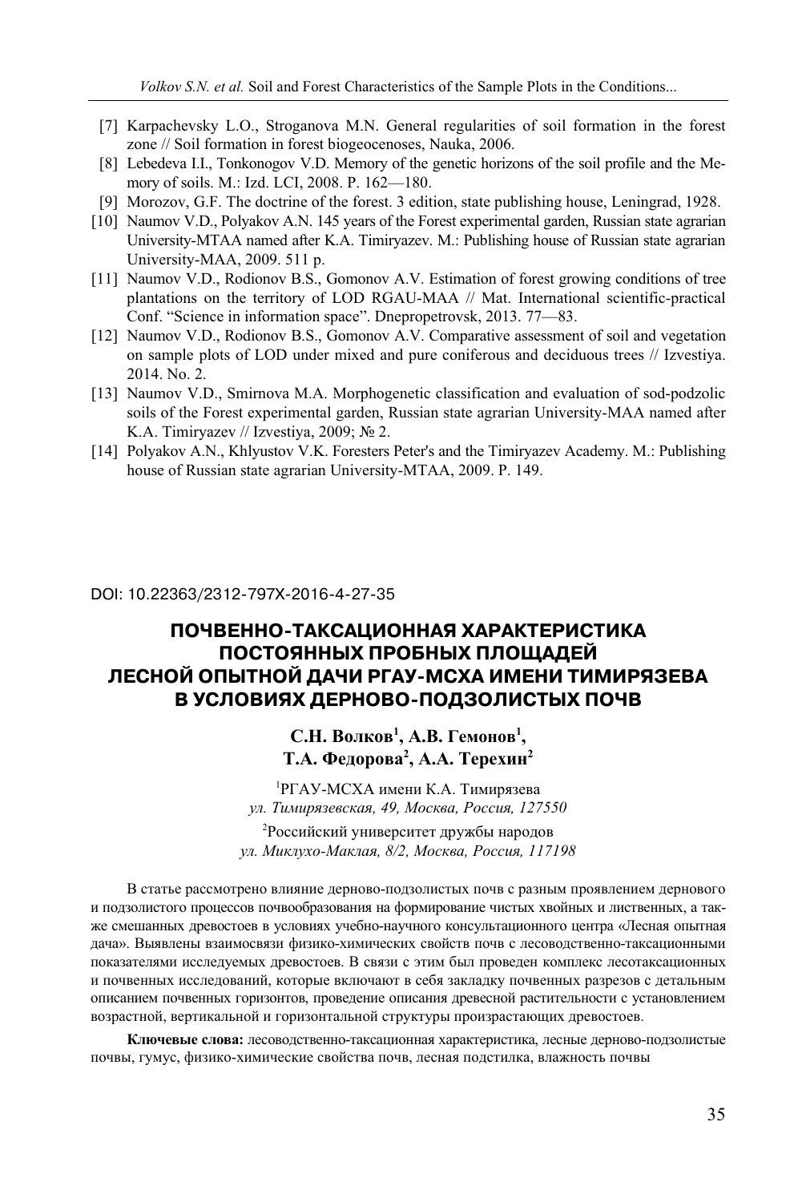[7] Karpachevsky L.O., Stroganova M.N. General regularities of soil formation in the forest zone // Soil formation in forest biogeocenoses, Nauka, 2006.

[8] Lebedeva I.I., Tonkonogov V.D. Memory of the genetic horizons of the soil profile and the Memory of soils. M.: Izd. LCI, 2008. P. 162—180.

[9] Morozov, G.F. The doctrine of the forest. 3 edition, state publishing house, Leningrad, 1928.

[10] Naumov V.D., Polyakov A.N. 145 years of the Forest experimental garden, Russian state agrarian University-MTAA named after K.A. Timiryazev. M.: Publishing house of Russian state agrarian University-MAA, 2009. 511 p.

[11] Naumov V.D., Rodionov B.S., Gomonov A.V. Estimation of forest growing conditions of tree plantations on the territory of LOD RGAU-MAA // Mat. International scientific-practical Conf. "Science in information space". Dnepropetrovsk, 2013. 77—83.

[12] Naumov V.D., Rodionov B.S., Gomonov A.V. Comparative assessment of soil and vegetation on sample plots of LOD under mixed and pure coniferous and deciduous trees // Izvestiya. 2014. No. 2.

[13] Naumov V.D., Smirnova M.A. Morphogenetic classification and evaluation of sod-podzolic soils of the Forest experimental garden, Russian state agrarian University-MAA named after K.A. Timiryazev // Izvestiya, 2009; № 2.

[14] Polyakov A.N., Khlyustov V.K. Foresters Peter's and the Timiryazev Academy. M.: Publishing house of Russian state agrarian University-MTAA, 2009. P. 149.

DOI: 10.22363/2312-797X-2016-4-27-35

# ПОЧВЕННО-ТАКСАЦИОННАЯ ХАРАКТЕРИСТИКА ПОСТОЯННЫХ ПРОБНЫХ ПЛОЩАДЕЙ ЛЕСНОЙ ОПЫТНОЙ ДАЧИ РГАУ-МСХА ИМЕНИ ТИМИРЯЗЕВА В УСЛОВИЯХ ДЕРНОВО-ПОДЗОЛИСТЫХ ПОЧВ

**С.Н. Волков[1], А.В. Гемонов[1], Т.А. Федорова[2], А.А. Терехин[2]**

[1]РГАУ-МСХА имени К.А. Тимирязева
*ул. Тимирязевская, 49, Москва, Россия, 127550*

[2]Российский университет дружбы народов
*ул. Миклухо-Маклая, 8/2, Москва, Россия, 117198*

В статье рассмотрено влияние дерново-подзолистых почв с разным проявлением дернового и подзолистого процессов почвообразования на формирование чистых хвойных и лиственных, а также смешанных древостоев в условиях учебно-научного консультационного центра «Лесная опытная дача». Выявлены взаимосвязи физико-химических свойств почв с лесоводственно-таксационными показателями исследуемых древостоев. В связи с этим был проведен комплекс лесотаксационных и почвенных исследований, которые включают в себя закладку почвенных разрезов с детальным описанием почвенных горизонтов, проведение описания древесной растительности с установлением возрастной, вертикальной и горизонтальной структуры произрастающих древостоев.

**Ключевые слова:** лесоводственно-таксационная характеристика, лесные дерново-подзолистые почвы, гумус, физико-химические свойства почв, лесная подстилка, влажность почвы